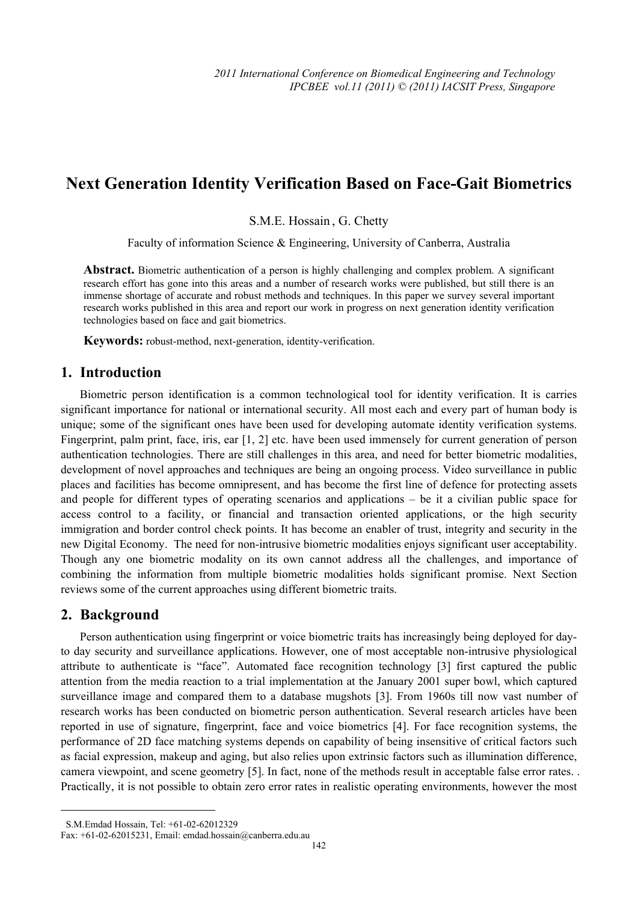# Next Generation Identity Verification Based on Face-Gait Biometrics

S.M.E. Hossain , G. Chetty

Faculty of information Science & Engineering, University of Canberra, Australia

**Abstract.** Biometric authentication of a person is highly challenging and complex problem. A significant research effort has gone into this areas and a number of research works were published, but still there is an immense shortage of accurate and robust methods and techniques. In this paper we survey several important research works published in this area and report our work in progress on next generation identity verification technologies based on face and gait biometrics.

**Keywords:** robust-method, next-generation, identity-verification.

## 1. Introduction

Biometric person identification is a common technological tool for identity verification. It is carries significant importance for national or international security. All most each and every part of human body is unique; some of the significant ones have been used for developing automate identity verification systems. Fingerprint, palm print, face, iris, ear [1, 2] etc. have been used immensely for current generation of person authentication technologies. There are still challenges in this area, and need for better biometric modalities, development of novel approaches and techniques are being an ongoing process. Video surveillance in public places and facilities has become omnipresent, and has become the first line of defence for protecting assets and people for different types of operating scenarios and applications – be it a civilian public space for access control to a facility, or financial and transaction oriented applications, or the high security immigration and border control check points. It has become an enabler of trust, integrity and security in the new Digital Economy. The need for non-intrusive biometric modalities enjoys significant user acceptability. Though any one biometric modality on its own cannot address all the challenges, and importance of combining the information from multiple biometric modalities holds significant promise. Next Section reviews some of the current approaches using different biometric traits.

## 2. Background

Person authentication using fingerprint or voice biometric traits has increasingly being deployed for day-to day security and surveillance applications. However, one of most acceptable non-intrusive physiological attribute to authenticate is "face". Automated face recognition technology [3] first captured the public attention from the media reaction to a trial implementation at the January 2001 super bowl, which captured surveillance image and compared them to a database mugshots [3]. From 1960s till now vast number of research works has been conducted on biometric person authentication. Several research articles have been reported in use of signature, fingerprint, face and voice biometrics [4]. For face recognition systems, the performance of 2D face matching systems depends on capability of being insensitive of critical factors such as facial expression, makeup and aging, but also relies upon extrinsic factors such as illumination difference, camera viewpoint, and scene geometry [5]. In fact, none of the methods result in acceptable false error rates. . Practically, it is not possible to obtain zero error rates in realistic operating environments, however the most

---

S.M.Emdad Hossain, Tel: +61-02-62012329

Fax: +61-02-62015231, Email: emdad.hossain@canberra.edu.au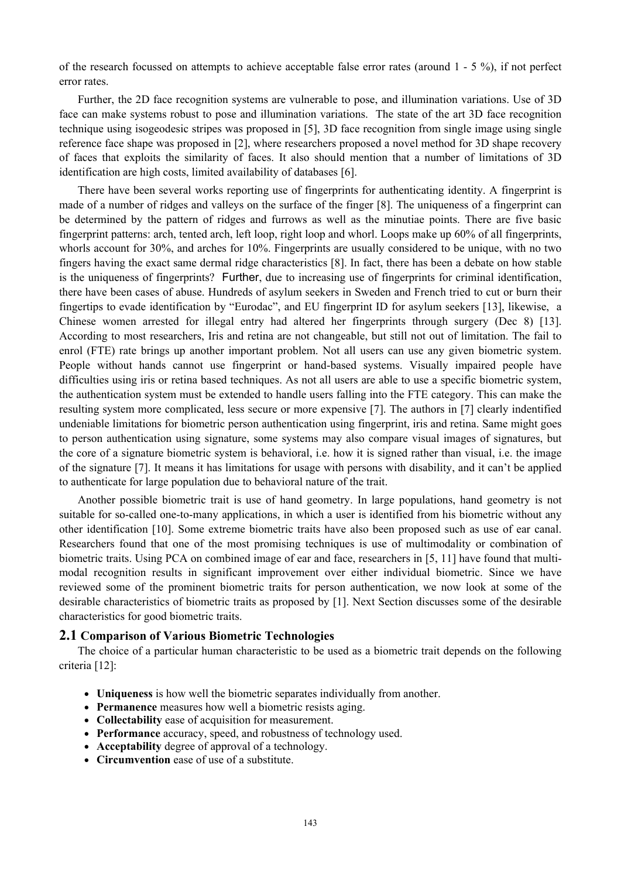of the research focussed on attempts to achieve acceptable false error rates (around 1 - 5 %), if not perfect error rates.

Further, the 2D face recognition systems are vulnerable to pose, and illumination variations. Use of 3D face can make systems robust to pose and illumination variations. The state of the art 3D face recognition technique using isogeodesic stripes was proposed in [5], 3D face recognition from single image using single reference face shape was proposed in [2], where researchers proposed a novel method for 3D shape recovery of faces that exploits the similarity of faces. It also should mention that a number of limitations of 3D identification are high costs, limited availability of databases [6].

There have been several works reporting use of fingerprints for authenticating identity. A fingerprint is made of a number of ridges and valleys on the surface of the finger [8]. The uniqueness of a fingerprint can be determined by the pattern of ridges and furrows as well as the minutiae points. There are five basic fingerprint patterns: arch, tented arch, left loop, right loop and whorl. Loops make up 60% of all fingerprints, whorls account for 30%, and arches for 10%. Fingerprints are usually considered to be unique, with no two fingers having the exact same dermal ridge characteristics [8]. In fact, there has been a debate on how stable is the uniqueness of fingerprints? Further, due to increasing use of fingerprints for criminal identification, there have been cases of abuse. Hundreds of asylum seekers in Sweden and French tried to cut or burn their fingertips to evade identification by "Eurodac", and EU fingerprint ID for asylum seekers [13], likewise, a Chinese women arrested for illegal entry had altered her fingerprints through surgery (Dec 8) [13]. According to most researchers, Iris and retina are not changeable, but still not out of limitation. The fail to enrol (FTE) rate brings up another important problem. Not all users can use any given biometric system. People without hands cannot use fingerprint or hand-based systems. Visually impaired people have difficulties using iris or retina based techniques. As not all users are able to use a specific biometric system, the authentication system must be extended to handle users falling into the FTE category. This can make the resulting system more complicated, less secure or more expensive [7]. The authors in [7] clearly indentified undeniable limitations for biometric person authentication using fingerprint, iris and retina. Same might goes to person authentication using signature, some systems may also compare visual images of signatures, but the core of a signature biometric system is behavioral, i.e. how it is signed rather than visual, i.e. the image of the signature [7]. It means it has limitations for usage with persons with disability, and it can't be applied to authenticate for large population due to behavioral nature of the trait.

Another possible biometric trait is use of hand geometry. In large populations, hand geometry is not suitable for so-called one-to-many applications, in which a user is identified from his biometric without any other identification [10]. Some extreme biometric traits have also been proposed such as use of ear canal. Researchers found that one of the most promising techniques is use of multimodality or combination of biometric traits. Using PCA on combined image of ear and face, researchers in [5, 11] have found that multi-modal recognition results in significant improvement over either individual biometric. Since we have reviewed some of the prominent biometric traits for person authentication, we now look at some of the desirable characteristics of biometric traits as proposed by [1]. Next Section discusses some of the desirable characteristics for good biometric traits.

## 2.1 Comparison of Various Biometric Technologies

The choice of a particular human characteristic to be used as a biometric trait depends on the following criteria [12]:

- **Uniqueness** is how well the biometric separates individually from another.
- **Permanence** measures how well a biometric resists aging.
- **Collectability** ease of acquisition for measurement.
- **Performance** accuracy, speed, and robustness of technology used.
- **Acceptability** degree of approval of a technology.
- **Circumvention** ease of use of a substitute.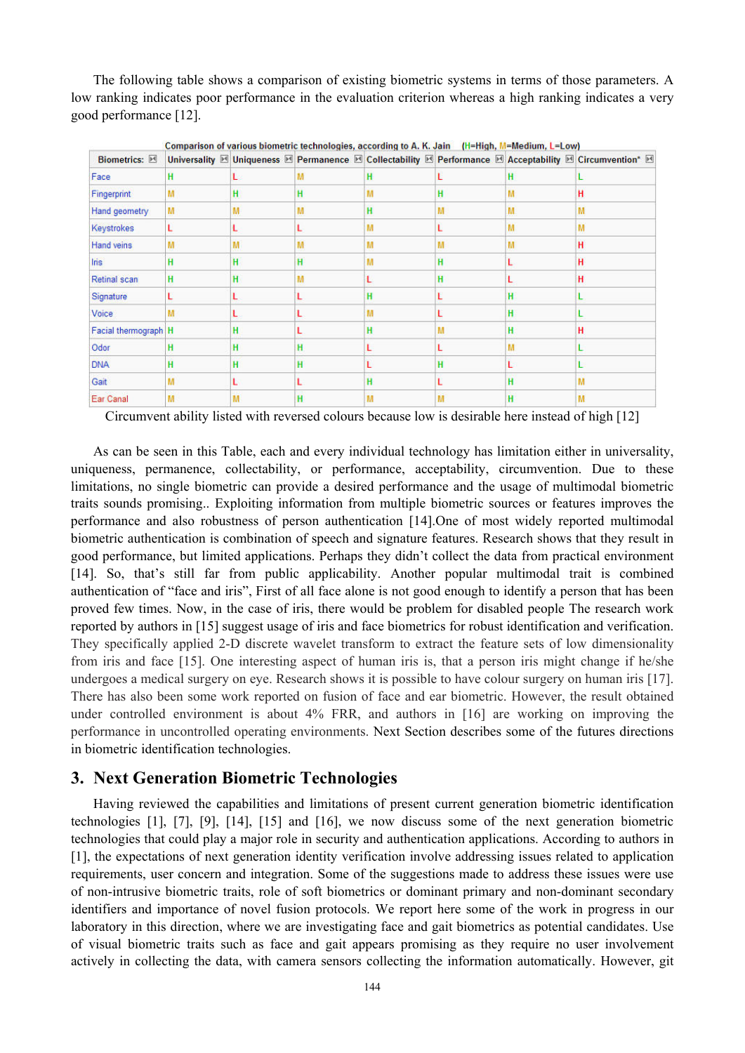The following table shows a comparison of existing biometric systems in terms of those parameters. A low ranking indicates poor performance in the evaluation criterion whereas a high ranking indicates a very good performance [12].

Comparison of various biometric technologies, according to A. K. Jain (H=High, M=Medium, L=Low)

| Biometrics: | Universality | Uniqueness | Permanence | Collectability | Performance | Acceptability | Circumvention* |
|---|---|---|---|---|---|---|---|
| Face | H | L | M | H | L | H | L |
| Fingerprint | M | H | H | M | H | M | H |
| Hand geometry | M | M | M | H | M | M | M |
| Keystrokes | L | L | L | M | L | M | M |
| Hand veins | M | M | M | M | M | M | H |
| Iris | H | H | H | M | H | L | H |
| Retinal scan | H | H | M | L | H | L | H |
| Signature | L | L | L | H | L | H | L |
| Voice | M | L | L | M | L | H | L |
| Facial thermograph | H | H | L | H | M | H | H |
| Odor | H | H | H | L | L | M | L |
| DNA | H | H | H | L | H | L | L |
| Gait | M | L | L | H | L | H | M |
| Ear Canal | M | M | H | M | M | H | M |

Circumvent ability listed with reversed colours because low is desirable here instead of high [12]

As can be seen in this Table, each and every individual technology has limitation either in universality, uniqueness, permanence, collectability, or performance, acceptability, circumvention. Due to these limitations, no single biometric can provide a desired performance and the usage of multimodal biometric traits sounds promising.. Exploiting information from multiple biometric sources or features improves the performance and also robustness of person authentication [14].One of most widely reported multimodal biometric authentication is combination of speech and signature features. Research shows that they result in good performance, but limited applications. Perhaps they didn't collect the data from practical environment [14]. So, that's still far from public applicability. Another popular multimodal trait is combined authentication of "face and iris", First of all face alone is not good enough to identify a person that has been proved few times. Now, in the case of iris, there would be problem for disabled people The research work reported by authors in [15] suggest usage of iris and face biometrics for robust identification and verification. They specifically applied 2-D discrete wavelet transform to extract the feature sets of low dimensionality from iris and face [15]. One interesting aspect of human iris is, that a person iris might change if he/she undergoes a medical surgery on eye. Research shows it is possible to have colour surgery on human iris [17]. There has also been some work reported on fusion of face and ear biometric. However, the result obtained under controlled environment is about 4% FRR, and authors in [16] are working on improving the performance in uncontrolled operating environments. Next Section describes some of the futures directions in biometric identification technologies.

## 3. Next Generation Biometric Technologies

Having reviewed the capabilities and limitations of present current generation biometric identification technologies [1], [7], [9], [14], [15] and [16], we now discuss some of the next generation biometric technologies that could play a major role in security and authentication applications. According to authors in [1], the expectations of next generation identity verification involve addressing issues related to application requirements, user concern and integration. Some of the suggestions made to address these issues were use of non-intrusive biometric traits, role of soft biometrics or dominant primary and non-dominant secondary identifiers and importance of novel fusion protocols. We report here some of the work in progress in our laboratory in this direction, where we are investigating face and gait biometrics as potential candidates. Use of visual biometric traits such as face and gait appears promising as they require no user involvement actively in collecting the data, with camera sensors collecting the information automatically. However, git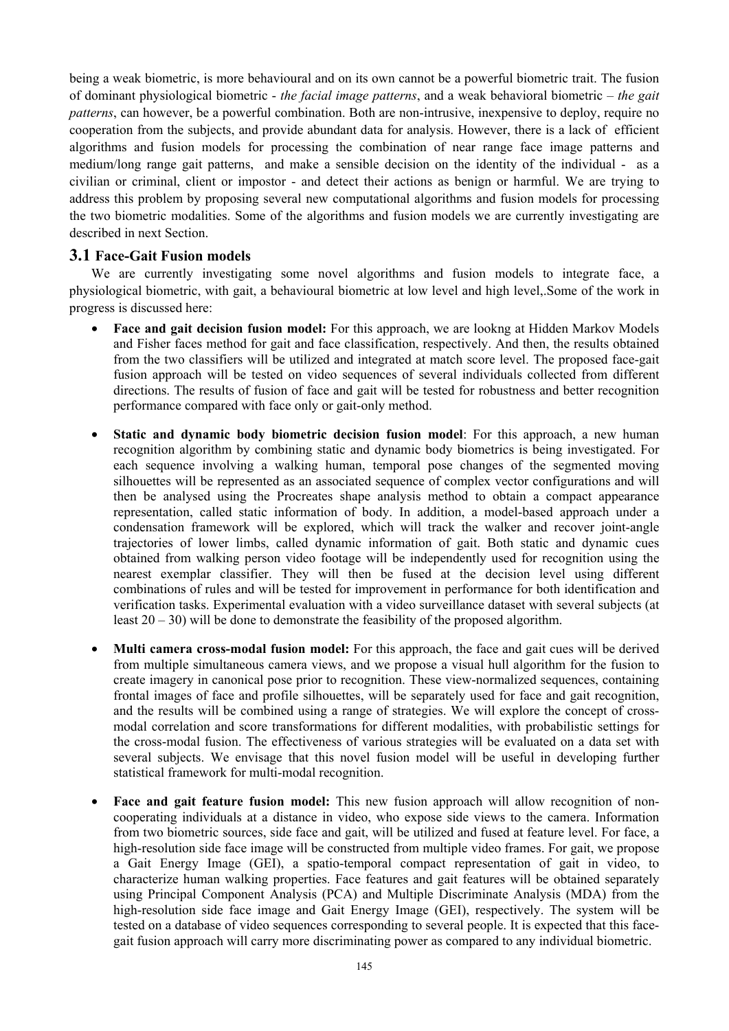being a weak biometric, is more behavioural and on its own cannot be a powerful biometric trait. The fusion of dominant physiological biometric - *the facial image patterns*, and a weak behavioral biometric – *the gait patterns*, can however, be a powerful combination. Both are non-intrusive, inexpensive to deploy, require no cooperation from the subjects, and provide abundant data for analysis. However, there is a lack of efficient algorithms and fusion models for processing the combination of near range face image patterns and medium/long range gait patterns, and make a sensible decision on the identity of the individual - as a civilian or criminal, client or impostor - and detect their actions as benign or harmful. We are trying to address this problem by proposing several new computational algorithms and fusion models for processing the two biometric modalities. Some of the algorithms and fusion models we are currently investigating are described in next Section.

## 3.1 Face-Gait Fusion models

We are currently investigating some novel algorithms and fusion models to integrate face, a physiological biometric, with gait, a behavioural biometric at low level and high level,.Some of the work in progress is discussed here:

- **Face and gait decision fusion model:** For this approach, we are lookng at Hidden Markov Models and Fisher faces method for gait and face classification, respectively. And then, the results obtained from the two classifiers will be utilized and integrated at match score level. The proposed face-gait fusion approach will be tested on video sequences of several individuals collected from different directions. The results of fusion of face and gait will be tested for robustness and better recognition performance compared with face only or gait-only method.

- **Static and dynamic body biometric decision fusion model**: For this approach, a new human recognition algorithm by combining static and dynamic body biometrics is being investigated. For each sequence involving a walking human, temporal pose changes of the segmented moving silhouettes will be represented as an associated sequence of complex vector configurations and will then be analysed using the Procreates shape analysis method to obtain a compact appearance representation, called static information of body. In addition, a model-based approach under a condensation framework will be explored, which will track the walker and recover joint-angle trajectories of lower limbs, called dynamic information of gait. Both static and dynamic cues obtained from walking person video footage will be independently used for recognition using the nearest exemplar classifier. They will then be fused at the decision level using different combinations of rules and will be tested for improvement in performance for both identification and verification tasks. Experimental evaluation with a video surveillance dataset with several subjects (at least 20 – 30) will be done to demonstrate the feasibility of the proposed algorithm.

- **Multi camera cross-modal fusion model:** For this approach, the face and gait cues will be derived from multiple simultaneous camera views, and we propose a visual hull algorithm for the fusion to create imagery in canonical pose prior to recognition. These view-normalized sequences, containing frontal images of face and profile silhouettes, will be separately used for face and gait recognition, and the results will be combined using a range of strategies. We will explore the concept of cross-modal correlation and score transformations for different modalities, with probabilistic settings for the cross-modal fusion. The effectiveness of various strategies will be evaluated on a data set with several subjects. We envisage that this novel fusion model will be useful in developing further statistical framework for multi-modal recognition.

- **Face and gait feature fusion model:** This new fusion approach will allow recognition of non-cooperating individuals at a distance in video, who expose side views to the camera. Information from two biometric sources, side face and gait, will be utilized and fused at feature level. For face, a high-resolution side face image will be constructed from multiple video frames. For gait, we propose a Gait Energy Image (GEI), a spatio-temporal compact representation of gait in video, to characterize human walking properties. Face features and gait features will be obtained separately using Principal Component Analysis (PCA) and Multiple Discriminate Analysis (MDA) from the high-resolution side face image and Gait Energy Image (GEI), respectively. The system will be tested on a database of video sequences corresponding to several people. It is expected that this face-gait fusion approach will carry more discriminating power as compared to any individual biometric.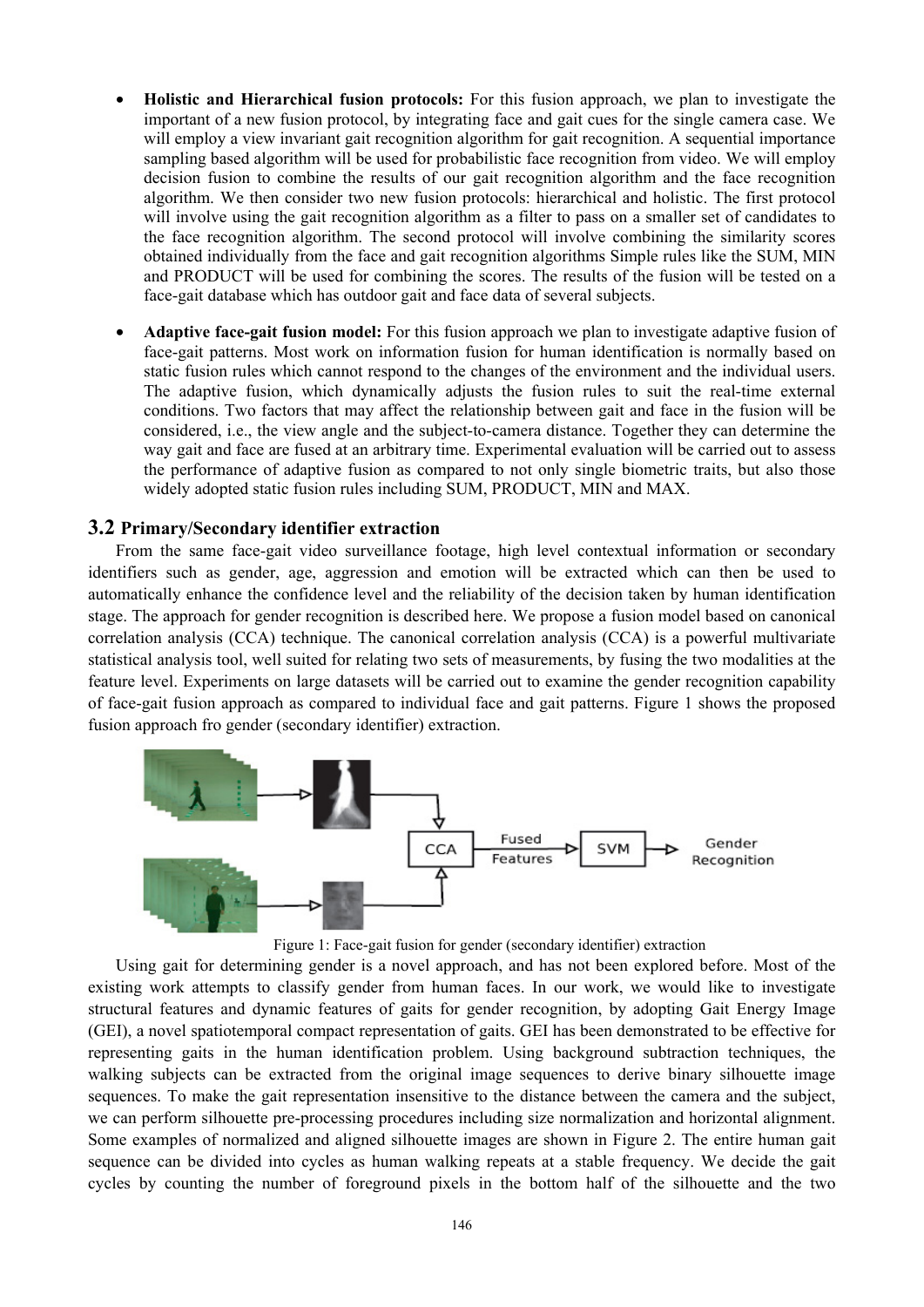- **Holistic and Hierarchical fusion protocols:** For this fusion approach, we plan to investigate the important of a new fusion protocol, by integrating face and gait cues for the single camera case. We will employ a view invariant gait recognition algorithm for gait recognition. A sequential importance sampling based algorithm will be used for probabilistic face recognition from video. We will employ decision fusion to combine the results of our gait recognition algorithm and the face recognition algorithm. We then consider two new fusion protocols: hierarchical and holistic. The first protocol will involve using the gait recognition algorithm as a filter to pass on a smaller set of candidates to the face recognition algorithm. The second protocol will involve combining the similarity scores obtained individually from the face and gait recognition algorithms Simple rules like the SUM, MIN and PRODUCT will be used for combining the scores. The results of the fusion will be tested on a face-gait database which has outdoor gait and face data of several subjects.

- **Adaptive face-gait fusion model:** For this fusion approach we plan to investigate adaptive fusion of face-gait patterns. Most work on information fusion for human identification is normally based on static fusion rules which cannot respond to the changes of the environment and the individual users. The adaptive fusion, which dynamically adjusts the fusion rules to suit the real-time external conditions. Two factors that may affect the relationship between gait and face in the fusion will be considered, i.e., the view angle and the subject-to-camera distance. Together they can determine the way gait and face are fused at an arbitrary time. Experimental evaluation will be carried out to assess the performance of adaptive fusion as compared to not only single biometric traits, but also those widely adopted static fusion rules including SUM, PRODUCT, MIN and MAX.

## 3.2 Primary/Secondary identifier extraction

From the same face-gait video surveillance footage, high level contextual information or secondary identifiers such as gender, age, aggression and emotion will be extracted which can then be used to automatically enhance the confidence level and the reliability of the decision taken by human identification stage. The approach for gender recognition is described here. We propose a fusion model based on canonical correlation analysis (CCA) technique. The canonical correlation analysis (CCA) is a powerful multivariate statistical analysis tool, well suited for relating two sets of measurements, by fusing the two modalities at the feature level. Experiments on large datasets will be carried out to examine the gender recognition capability of face-gait fusion approach as compared to individual face and gait patterns. Figure 1 shows the proposed fusion approach fro gender (secondary identifier) extraction.

Figure 1: Face-gait fusion for gender (secondary identifier) extraction

Using gait for determining gender is a novel approach, and has not been explored before. Most of the existing work attempts to classify gender from human faces. In our work, we would like to investigate structural features and dynamic features of gaits for gender recognition, by adopting Gait Energy Image (GEI), a novel spatiotemporal compact representation of gaits. GEI has been demonstrated to be effective for representing gaits in the human identification problem. Using background subtraction techniques, the walking subjects can be extracted from the original image sequences to derive binary silhouette image sequences. To make the gait representation insensitive to the distance between the camera and the subject, we can perform silhouette pre-processing procedures including size normalization and horizontal alignment. Some examples of normalized and aligned silhouette images are shown in Figure 2. The entire human gait sequence can be divided into cycles as human walking repeats at a stable frequency. We decide the gait cycles by counting the number of foreground pixels in the bottom half of the silhouette and the two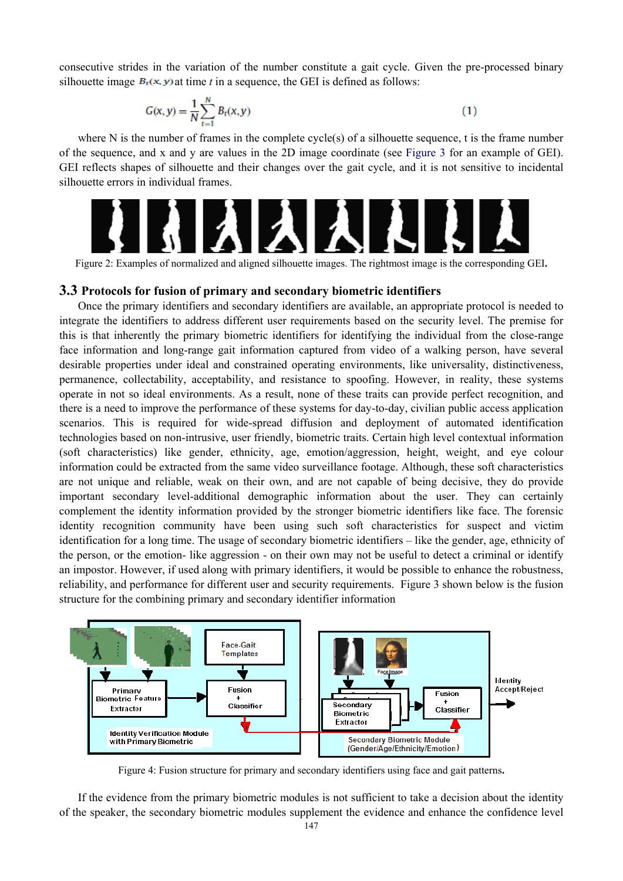consecutive strides in the variation of the number constitute a gait cycle. Given the pre-processed binary silhouette image $B_t(x, y)$ at time *t* in a sequence, the GEI is defined as follows:

$$G(x,y) = \frac{1}{N}\sum_{t=1}^{N} B_t(x,y) \tag{1}$$

where N is the number of frames in the complete cycle(s) of a silhouette sequence, t is the frame number of the sequence, and x and y are values in the 2D image coordinate (see Figure 3 for an example of GEI). GEI reflects shapes of silhouette and their changes over the gait cycle, and it is not sensitive to incidental silhouette errors in individual frames.

Figure 2: Examples of normalized and aligned silhouette images. The rightmost image is the corresponding GEI.

### 3.3 Protocols for fusion of primary and secondary biometric identifiers

Once the primary identifiers and secondary identifiers are available, an appropriate protocol is needed to integrate the identifiers to address different user requirements based on the security level. The premise for this is that inherently the primary biometric identifiers for identifying the individual from the close-range face information and long-range gait information captured from video of a walking person, have several desirable properties under ideal and constrained operating environments, like universality, distinctiveness, permanence, collectability, acceptability, and resistance to spoofing. However, in reality, these systems operate in not so ideal environments. As a result, none of these traits can provide perfect recognition, and there is a need to improve the performance of these systems for day-to-day, civilian public access application scenarios. This is required for wide-spread diffusion and deployment of automated identification technologies based on non-intrusive, user friendly, biometric traits. Certain high level contextual information (soft characteristics) like gender, ethnicity, age, emotion/aggression, height, weight, and eye colour information could be extracted from the same video surveillance footage. Although, these soft characteristics are not unique and reliable, weak on their own, and are not capable of being decisive, they do provide important secondary level-additional demographic information about the user. They can certainly complement the identity information provided by the stronger biometric identifiers like face. The forensic identity recognition community have been using such soft characteristics for suspect and victim identification for a long time. The usage of secondary biometric identifiers – like the gender, age, ethnicity of the person, or the emotion- like aggression - on their own may not be useful to detect a criminal or identify an impostor. However, if used along with primary identifiers, it would be possible to enhance the robustness, reliability, and performance for different user and security requirements. Figure 3 shown below is the fusion structure for the combining primary and secondary identifier information

Figure 4: Fusion structure for primary and secondary identifiers using face and gait patterns.

If the evidence from the primary biometric modules is not sufficient to take a decision about the identity of the speaker, the secondary biometric modules supplement the evidence and enhance the confidence level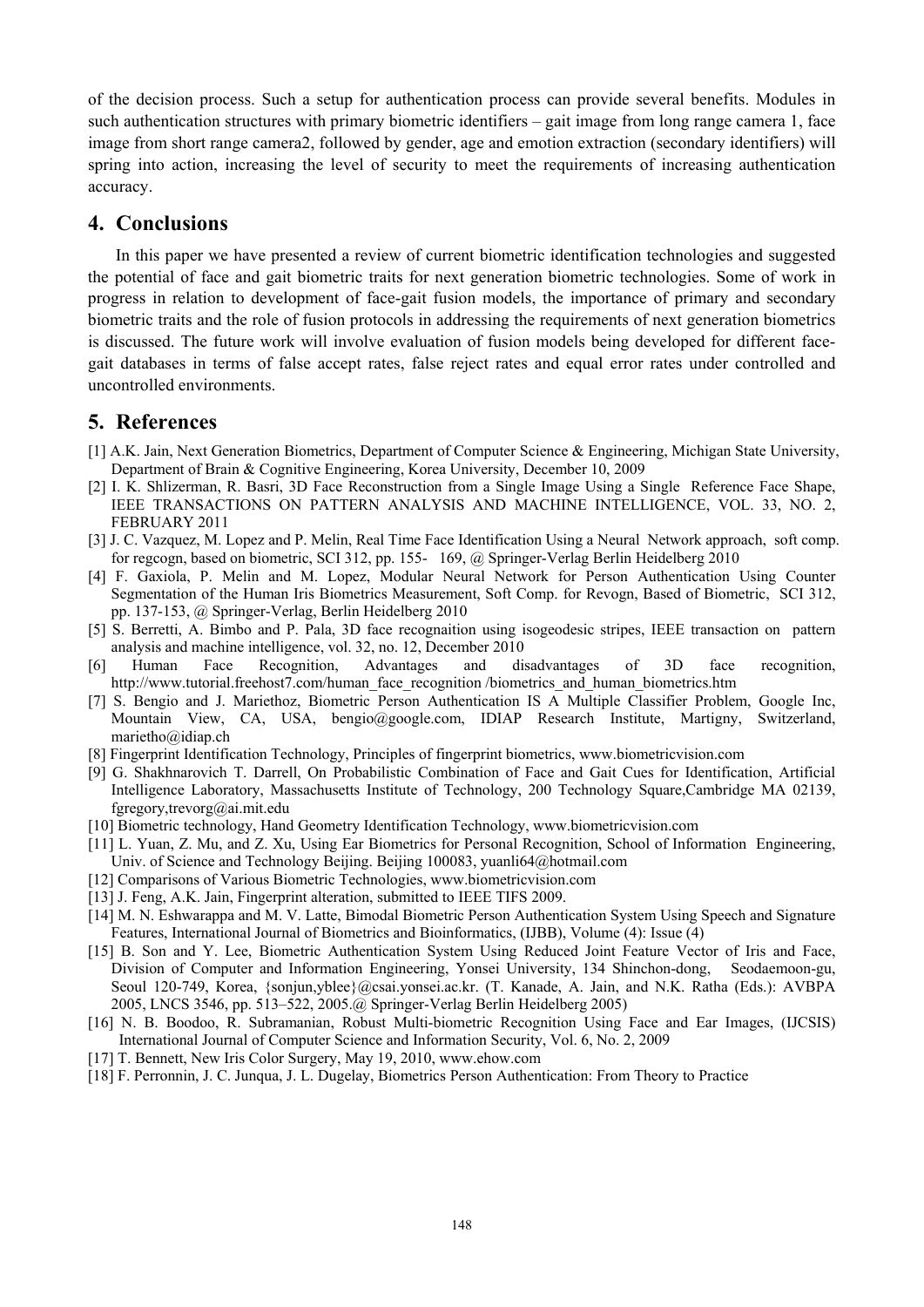of the decision process. Such a setup for authentication process can provide several benefits. Modules in such authentication structures with primary biometric identifiers – gait image from long range camera 1, face image from short range camera2, followed by gender, age and emotion extraction (secondary identifiers) will spring into action, increasing the level of security to meet the requirements of increasing authentication accuracy.

## 4. Conclusions

In this paper we have presented a review of current biometric identification technologies and suggested the potential of face and gait biometric traits for next generation biometric technologies. Some of work in progress in relation to development of face-gait fusion models, the importance of primary and secondary biometric traits and the role of fusion protocols in addressing the requirements of next generation biometrics is discussed. The future work will involve evaluation of fusion models being developed for different face-gait databases in terms of false accept rates, false reject rates and equal error rates under controlled and uncontrolled environments.

## 5. References

[1] A.K. Jain, Next Generation Biometrics, Department of Computer Science & Engineering, Michigan State University, Department of Brain & Cognitive Engineering, Korea University, December 10, 2009

[2] I. K. Shlizerman, R. Basri, 3D Face Reconstruction from a Single Image Using a Single Reference Face Shape, IEEE TRANSACTIONS ON PATTERN ANALYSIS AND MACHINE INTELLIGENCE, VOL. 33, NO. 2, FEBRUARY 2011

[3] J. C. Vazquez, M. Lopez and P. Melin, Real Time Face Identification Using a Neural Network approach, soft comp. for regcogn, based on biometric, SCI 312, pp. 155- 169, @ Springer-Verlag Berlin Heidelberg 2010

[4] F. Gaxiola, P. Melin and M. Lopez, Modular Neural Network for Person Authentication Using Counter Segmentation of the Human Iris Biometrics Measurement, Soft Comp. for Revogn, Based of Biometric, SCI 312, pp. 137-153, @ Springer-Verlag, Berlin Heidelberg 2010

[5] S. Berretti, A. Bimbo and P. Pala, 3D face recognaition using isogeodesic stripes, IEEE transaction on pattern analysis and machine intelligence, vol. 32, no. 12, December 2010

[6] Human Face Recognition, Advantages and disadvantages of 3D face recognition, http://www.tutorial.freehost7.com/human_face_recognition /biometrics_and_human_biometrics.htm

[7] S. Bengio and J. Mariethoz, Biometric Person Authentication IS A Multiple Classifier Problem, Google Inc, Mountain View, CA, USA, bengio@google.com, IDIAP Research Institute, Martigny, Switzerland, marietho@idiap.ch

[8] Fingerprint Identification Technology, Principles of fingerprint biometrics, www.biometricvision.com

[9] G. Shakhnarovich T. Darrell, On Probabilistic Combination of Face and Gait Cues for Identification, Artificial Intelligence Laboratory, Massachusetts Institute of Technology, 200 Technology Square,Cambridge MA 02139, fgregory,trevorg@ai.mit.edu

[10] Biometric technology, Hand Geometry Identification Technology, www.biometricvision.com

[11] L. Yuan, Z. Mu, and Z. Xu, Using Ear Biometrics for Personal Recognition, School of Information Engineering, Univ. of Science and Technology Beijing. Beijing 100083, yuanli64@hotmail.com

[12] Comparisons of Various Biometric Technologies, www.biometricvision.com

[13] J. Feng, A.K. Jain, Fingerprint alteration, submitted to IEEE TIFS 2009.

[14] M. N. Eshwarappa and M. V. Latte, Bimodal Biometric Person Authentication System Using Speech and Signature Features, International Journal of Biometrics and Bioinformatics, (IJBB), Volume (4): Issue (4)

[15] B. Son and Y. Lee, Biometric Authentication System Using Reduced Joint Feature Vector of Iris and Face, Division of Computer and Information Engineering, Yonsei University, 134 Shinchon-dong, Seodaemoon-gu, Seoul 120-749, Korea, {sonjun,yblee}@csai.yonsei.ac.kr. (T. Kanade, A. Jain, and N.K. Ratha (Eds.): AVBPA 2005, LNCS 3546, pp. 513–522, 2005.@ Springer-Verlag Berlin Heidelberg 2005)

[16] N. B. Boodoo, R. Subramanian, Robust Multi-biometric Recognition Using Face and Ear Images, (IJCSIS) International Journal of Computer Science and Information Security, Vol. 6, No. 2, 2009

[17] T. Bennett, New Iris Color Surgery, May 19, 2010, www.ehow.com

[18] F. Perronnin, J. C. Junqua, J. L. Dugelay, Biometrics Person Authentication: From Theory to Practice